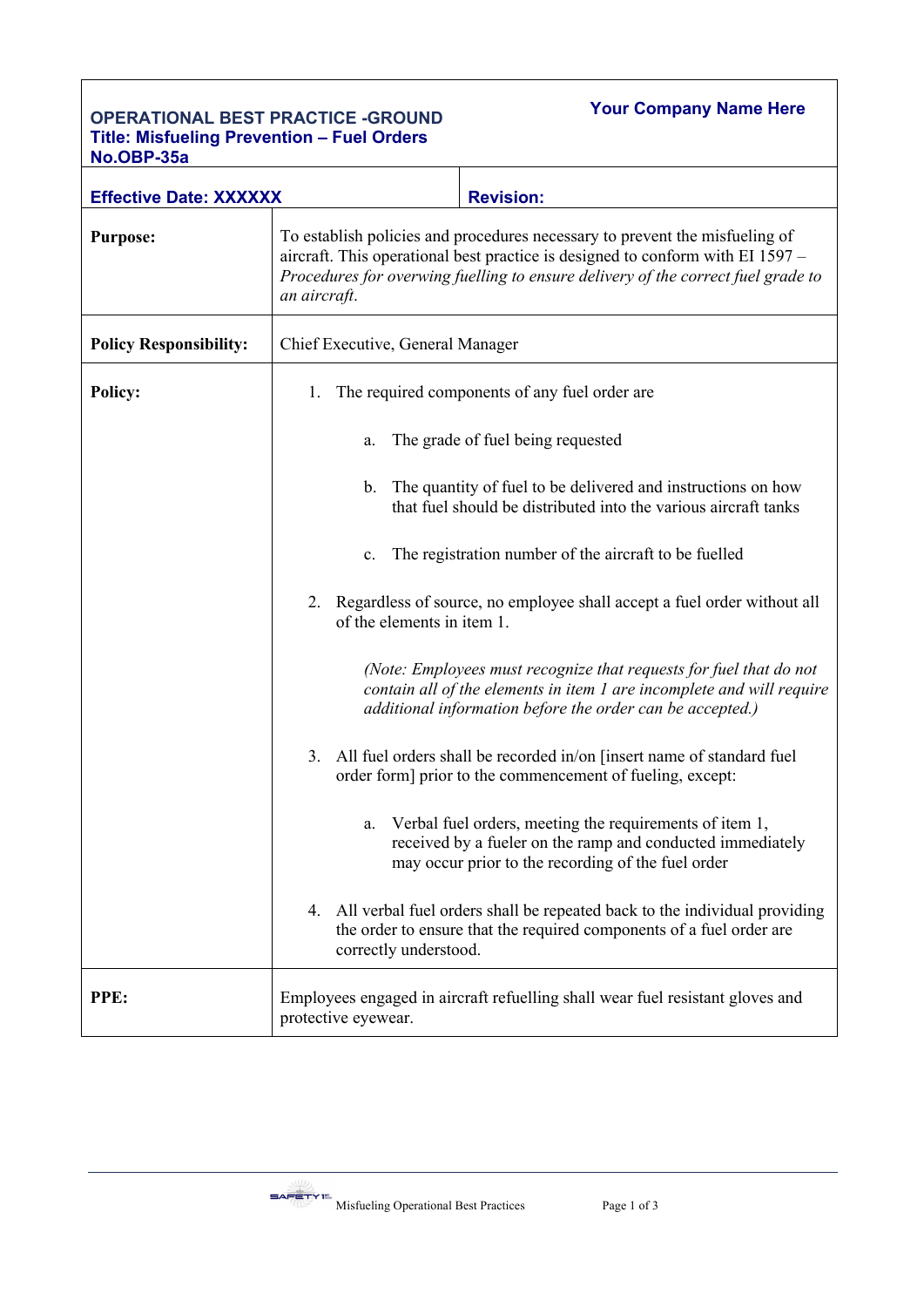**OPERATIONAL BEST PRACTICE -GROUND**
**Title: Misfueling Prevention – Fuel Orders**
**No.OBP-35a**

**Your Company Name Here**

| **Effective Date: XXXXXX** | **Revision:** |
|---|---|

**Purpose:**

To establish policies and procedures necessary to prevent the misfueling of aircraft. This operational best practice is designed to conform with EI 1597 – *Procedures for overwing fuelling to ensure delivery of the correct fuel grade to an aircraft*.

**Policy Responsibility:**

Chief Executive, General Manager

**Policy:**

1. The required components of any fuel order are
    a. The grade of fuel being requested
    b. The quantity of fuel to be delivered and instructions on how that fuel should be distributed into the various aircraft tanks
    c. The registration number of the aircraft to be fuelled
2. Regardless of source, no employee shall accept a fuel order without all of the elements in item 1.

    *(Note: Employees must recognize that requests for fuel that do not contain all of the elements in item 1 are incomplete and will require additional information before the order can be accepted.)*
3. All fuel orders shall be recorded in/on [insert name of standard fuel order form] prior to the commencement of fueling, except:
    a. Verbal fuel orders, meeting the requirements of item 1, received by a fueler on the ramp and conducted immediately may occur prior to the recording of the fuel order
4. All verbal fuel orders shall be repeated back to the individual providing the order to ensure that the required components of a fuel order are correctly understood.

**PPE:**

Employees engaged in aircraft refuelling shall wear fuel resistant gloves and protective eyewear.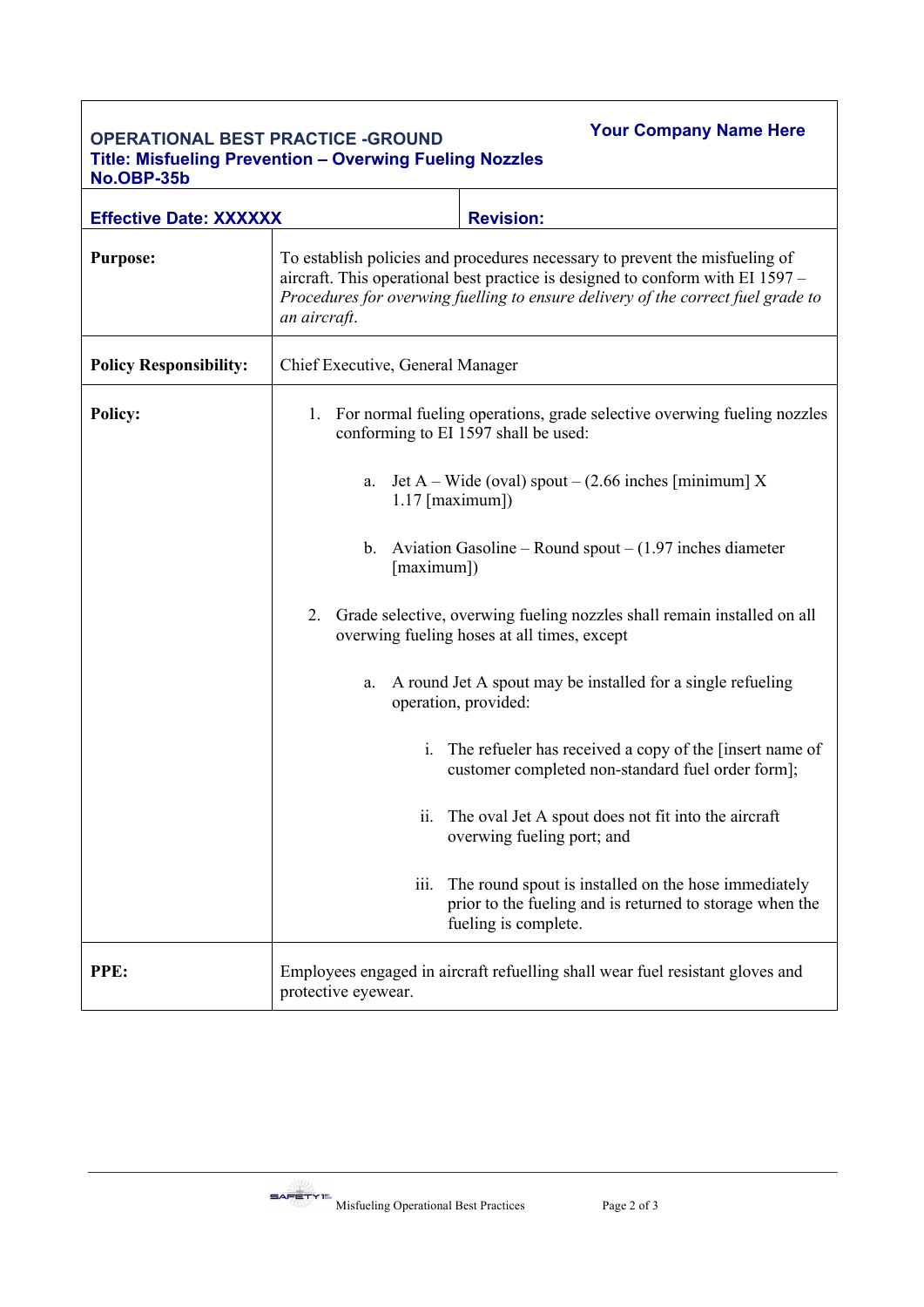**OPERATIONAL BEST PRACTICE -GROUND**
**Title: Misfueling Prevention – Overwing Fueling Nozzles**
**No.OBP-35b**

**Your Company Name Here**

| **Effective Date: XXXXXX** | **Revision:** |
|---|---|

| | |
|---|---|
| **Purpose:** | To establish policies and procedures necessary to prevent the misfueling of aircraft. This operational best practice is designed to conform with EI 1597 – *Procedures for overwing fuelling to ensure delivery of the correct fuel grade to an aircraft*. |
| **Policy Responsibility:** | Chief Executive, General Manager |
| **Policy:** | 1. For normal fueling operations, grade selective overwing fueling nozzles conforming to EI 1597 shall be used:<br><br>a. Jet A – Wide (oval) spout – (2.66 inches [minimum] X 1.17 [maximum])<br><br>b. Aviation Gasoline – Round spout – (1.97 inches diameter [maximum])<br><br>2. Grade selective, overwing fueling nozzles shall remain installed on all overwing fueling hoses at all times, except<br><br>a. A round Jet A spout may be installed for a single refueling operation, provided:<br><br>i. The refueler has received a copy of the [insert name of customer completed non-standard fuel order form];<br><br>ii. The oval Jet A spout does not fit into the aircraft overwing fueling port; and<br><br>iii. The round spout is installed on the hose immediately prior to the fueling and is returned to storage when the fueling is complete. |
| **PPE:** | Employees engaged in aircraft refuelling shall wear fuel resistant gloves and protective eyewear. |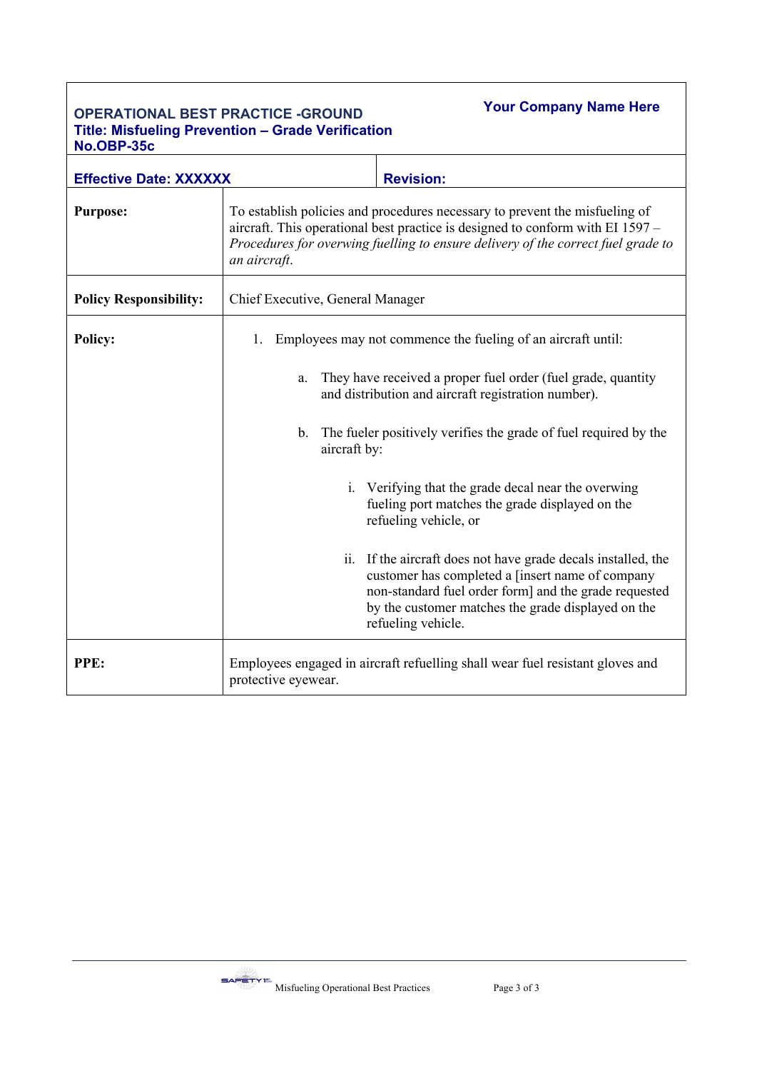**OPERATIONAL BEST PRACTICE -GROUND**
**Title: Misfueling Prevention – Grade Verification**
**No.OBP-35c**

**Your Company Name Here**

| | |
|---|---|
| **Effective Date: XXXXXX** | **Revision:** |

| | |
|---|---|
| **Purpose:** | To establish policies and procedures necessary to prevent the misfueling of aircraft. This operational best practice is designed to conform with EI 1597 – *Procedures for overwing fuelling to ensure delivery of the correct fuel grade to an aircraft*. |
| **Policy Responsibility:** | Chief Executive, General Manager |
| **Policy:** | 1. Employees may not commence the fueling of an aircraft until:<br>a. They have received a proper fuel order (fuel grade, quantity and distribution and aircraft registration number).<br>b. The fueler positively verifies the grade of fuel required by the aircraft by:<br>i. Verifying that the grade decal near the overwing fueling port matches the grade displayed on the refueling vehicle, or<br>ii. If the aircraft does not have grade decals installed, the customer has completed a [insert name of company non-standard fuel order form] and the grade requested by the customer matches the grade displayed on the refueling vehicle. |
| **PPE:** | Employees engaged in aircraft refuelling shall wear fuel resistant gloves and protective eyewear. |